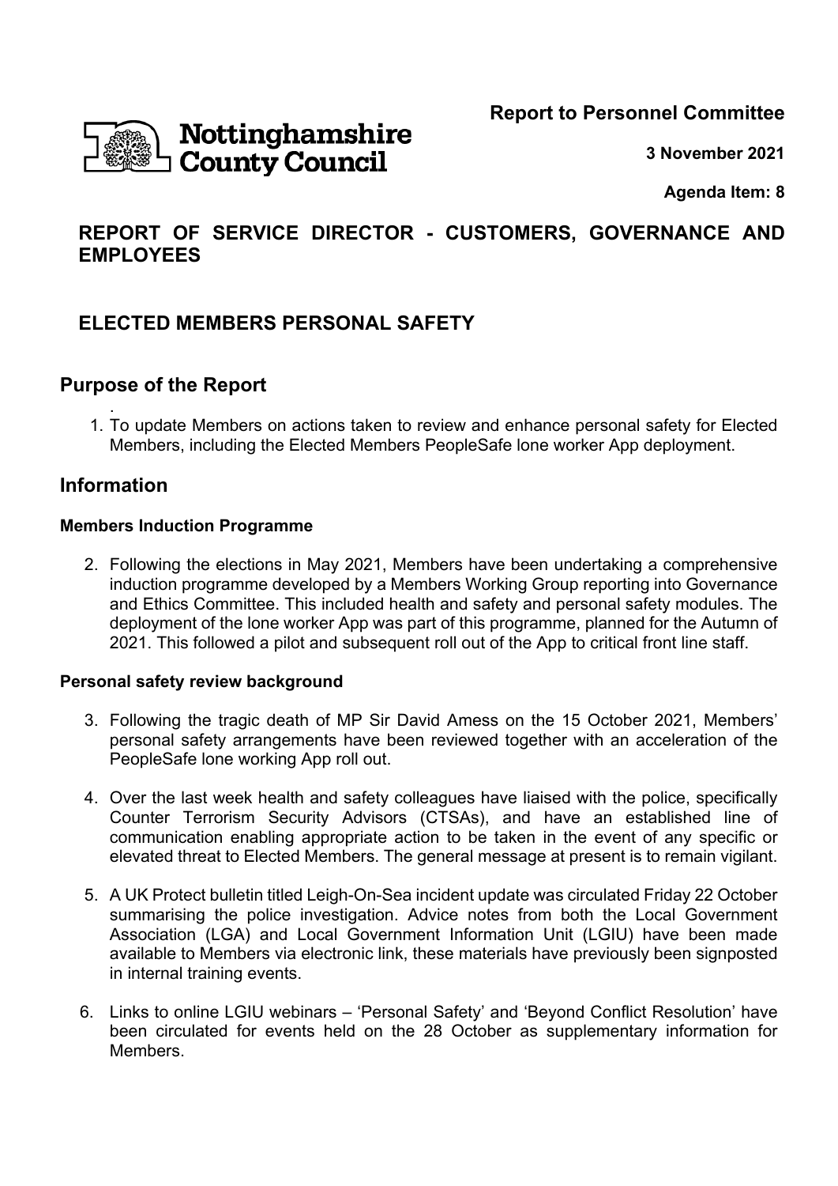Nottinghamshire County Council

**Report to Personnel Committee**

**3 November 2021**

**Agenda Item: 8**

## REPORT OF SERVICE DIRECTOR - CUSTOMERS, GOVERNANCE AND EMPLOYEES

## ELECTED MEMBERS PERSONAL SAFETY

## Purpose of the Report

1. To update Members on actions taken to review and enhance personal safety for Elected Members, including the Elected Members PeopleSafe lone worker App deployment.

## Information

### Members Induction Programme

2. Following the elections in May 2021, Members have been undertaking a comprehensive induction programme developed by a Members Working Group reporting into Governance and Ethics Committee. This included health and safety and personal safety modules. The deployment of the lone worker App was part of this programme, planned for the Autumn of 2021. This followed a pilot and subsequent roll out of the App to critical front line staff.

### Personal safety review background

3. Following the tragic death of MP Sir David Amess on the 15 October 2021, Members' personal safety arrangements have been reviewed together with an acceleration of the PeopleSafe lone working App roll out.

4. Over the last week health and safety colleagues have liaised with the police, specifically Counter Terrorism Security Advisors (CTSAs), and have an established line of communication enabling appropriate action to be taken in the event of any specific or elevated threat to Elected Members. The general message at present is to remain vigilant.

5. A UK Protect bulletin titled Leigh-On-Sea incident update was circulated Friday 22 October summarising the police investigation. Advice notes from both the Local Government Association (LGA) and Local Government Information Unit (LGIU) have been made available to Members via electronic link, these materials have previously been signposted in internal training events.

6. Links to online LGIU webinars – 'Personal Safety' and 'Beyond Conflict Resolution' have been circulated for events held on the 28 October as supplementary information for Members.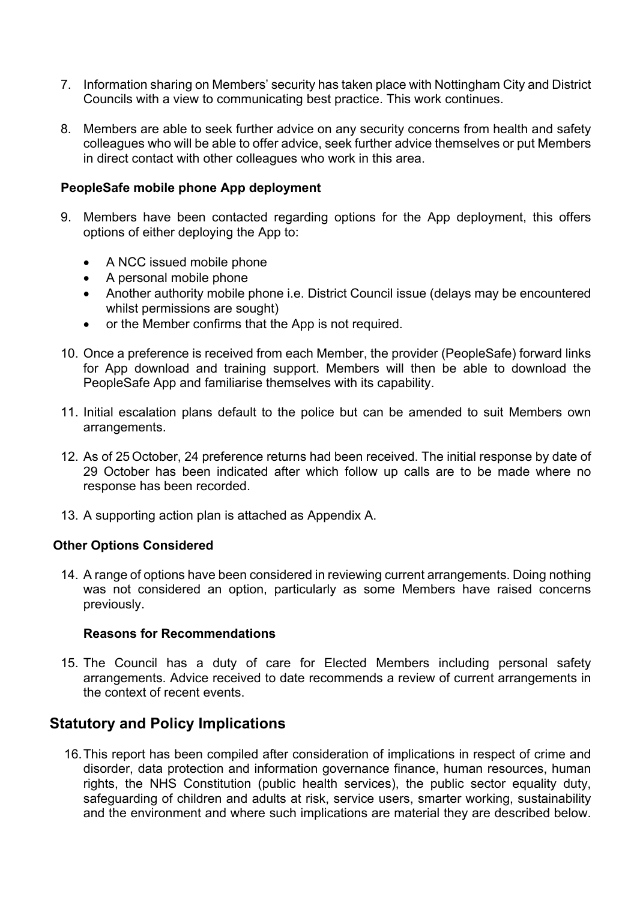7. Information sharing on Members' security has taken place with Nottingham City and District Councils with a view to communicating best practice. This work continues.

8. Members are able to seek further advice on any security concerns from health and safety colleagues who will be able to offer advice, seek further advice themselves or put Members in direct contact with other colleagues who work in this area.

**PeopleSafe mobile phone App deployment**

9. Members have been contacted regarding options for the App deployment, this offers options of either deploying the App to:

   - A NCC issued mobile phone
   - A personal mobile phone
   - Another authority mobile phone i.e. District Council issue (delays may be encountered whilst permissions are sought)
   - or the Member confirms that the App is not required.

10. Once a preference is received from each Member, the provider (PeopleSafe) forward links for App download and training support. Members will then be able to download the PeopleSafe App and familiarise themselves with its capability.

11. Initial escalation plans default to the police but can be amended to suit Members own arrangements.

12. As of 25 October, 24 preference returns had been received. The initial response by date of 29 October has been indicated after which follow up calls are to be made where no response has been recorded.

13. A supporting action plan is attached as Appendix A.

**Other Options Considered**

14. A range of options have been considered in reviewing current arrangements. Doing nothing was not considered an option, particularly as some Members have raised concerns previously.

**Reasons for Recommendations**

15. The Council has a duty of care for Elected Members including personal safety arrangements. Advice received to date recommends a review of current arrangements in the context of recent events.

## Statutory and Policy Implications

16. This report has been compiled after consideration of implications in respect of crime and disorder, data protection and information governance finance, human resources, human rights, the NHS Constitution (public health services), the public sector equality duty, safeguarding of children and adults at risk, service users, smarter working, sustainability and the environment and where such implications are material they are described below.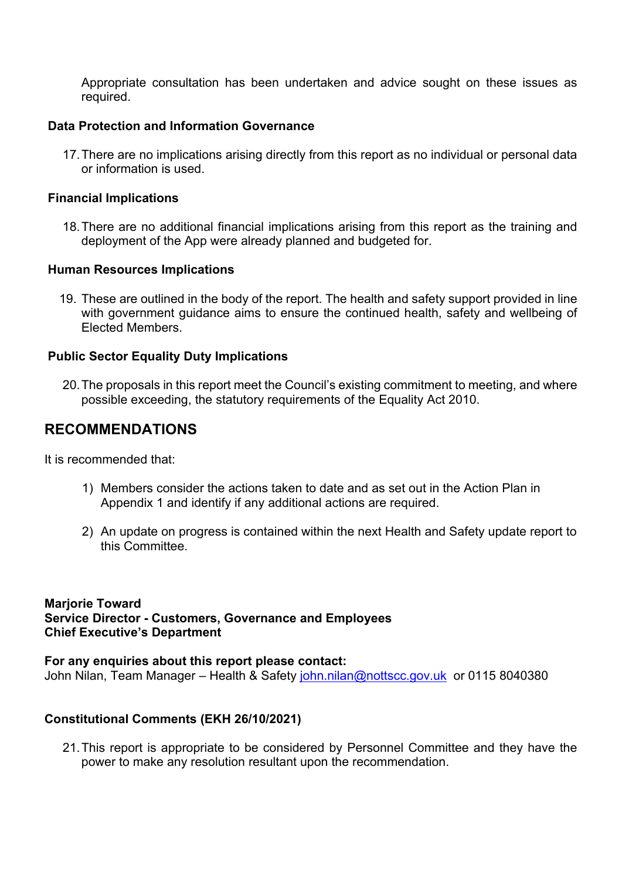Appropriate consultation has been undertaken and advice sought on these issues as required.

**Data Protection and Information Governance**

17. There are no implications arising directly from this report as no individual or personal data or information is used.

**Financial Implications**

18. There are no additional financial implications arising from this report as the training and deployment of the App were already planned and budgeted for.

**Human Resources Implications**

19. These are outlined in the body of the report. The health and safety support provided in line with government guidance aims to ensure the continued health, safety and wellbeing of Elected Members.

**Public Sector Equality Duty Implications**

20. The proposals in this report meet the Council's existing commitment to meeting, and where possible exceeding, the statutory requirements of the Equality Act 2010.

## RECOMMENDATIONS

It is recommended that:

1) Members consider the actions taken to date and as set out in the Action Plan in Appendix 1 and identify if any additional actions are required.

2) An update on progress is contained within the next Health and Safety update report to this Committee.

**Marjorie Toward**
**Service Director - Customers, Governance and Employees**
**Chief Executive's Department**

**For any enquiries about this report please contact:**
John Nilan, Team Manager – Health & Safety john.nilan@nottscc.gov.uk or 0115 8040380

**Constitutional Comments (EKH 26/10/2021)**

21. This report is appropriate to be considered by Personnel Committee and they have the power to make any resolution resultant upon the recommendation.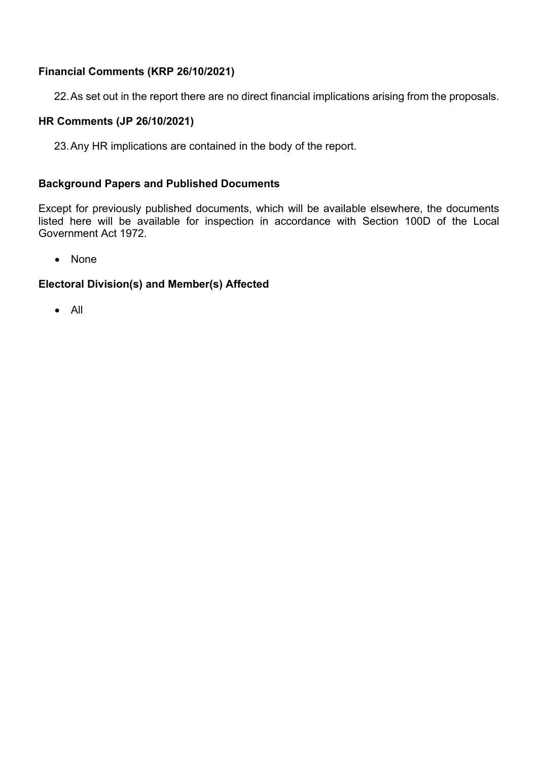### Financial Comments (KRP 26/10/2021)

22. As set out in the report there are no direct financial implications arising from the proposals.

### HR Comments (JP 26/10/2021)

23. Any HR implications are contained in the body of the report.

### Background Papers and Published Documents

Except for previously published documents, which will be available elsewhere, the documents listed here will be available for inspection in accordance with Section 100D of the Local Government Act 1972.

- None

### Electoral Division(s) and Member(s) Affected

- All